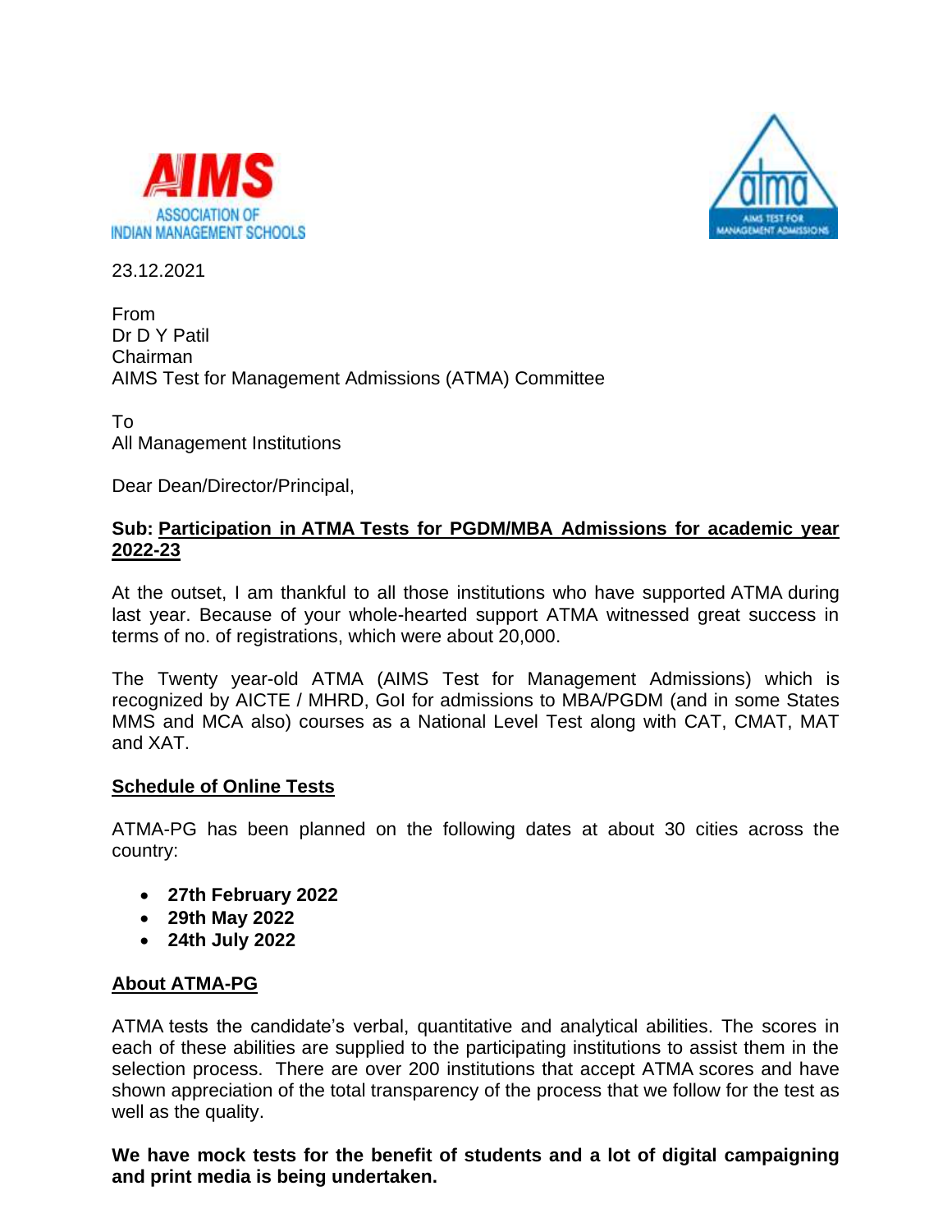AIMS
ASSOCIATION OF INDIAN MANAGEMENT SCHOOLS

atma
AIMS TEST FOR MANAGEMENT ADMISSIONS

23.12.2021

From
Dr D Y Patil
Chairman
AIMS Test for Management Admissions (ATMA) Committee

To
All Management Institutions

Dear Dean/Director/Principal,

**Sub: Participation in ATMA Tests for PGDM/MBA Admissions for academic year 2022-23**

At the outset, I am thankful to all those institutions who have supported ATMA during last year. Because of your whole-hearted support ATMA witnessed great success in terms of no. of registrations, which were about 20,000.

The Twenty year-old ATMA (AIMS Test for Management Admissions) which is recognized by AICTE / MHRD, GoI for admissions to MBA/PGDM (and in some States MMS and MCA also) courses as a National Level Test along with CAT, CMAT, MAT and XAT.

## Schedule of Online Tests

ATMA-PG has been planned on the following dates at about 30 cities across the country:

- **27th February 2022**
- **29th May 2022**
- **24th July 2022**

## About ATMA-PG

ATMA tests the candidate's verbal, quantitative and analytical abilities. The scores in each of these abilities are supplied to the participating institutions to assist them in the selection process. There are over 200 institutions that accept ATMA scores and have shown appreciation of the total transparency of the process that we follow for the test as well as the quality.

**We have mock tests for the benefit of students and a lot of digital campaigning and print media is being undertaken.**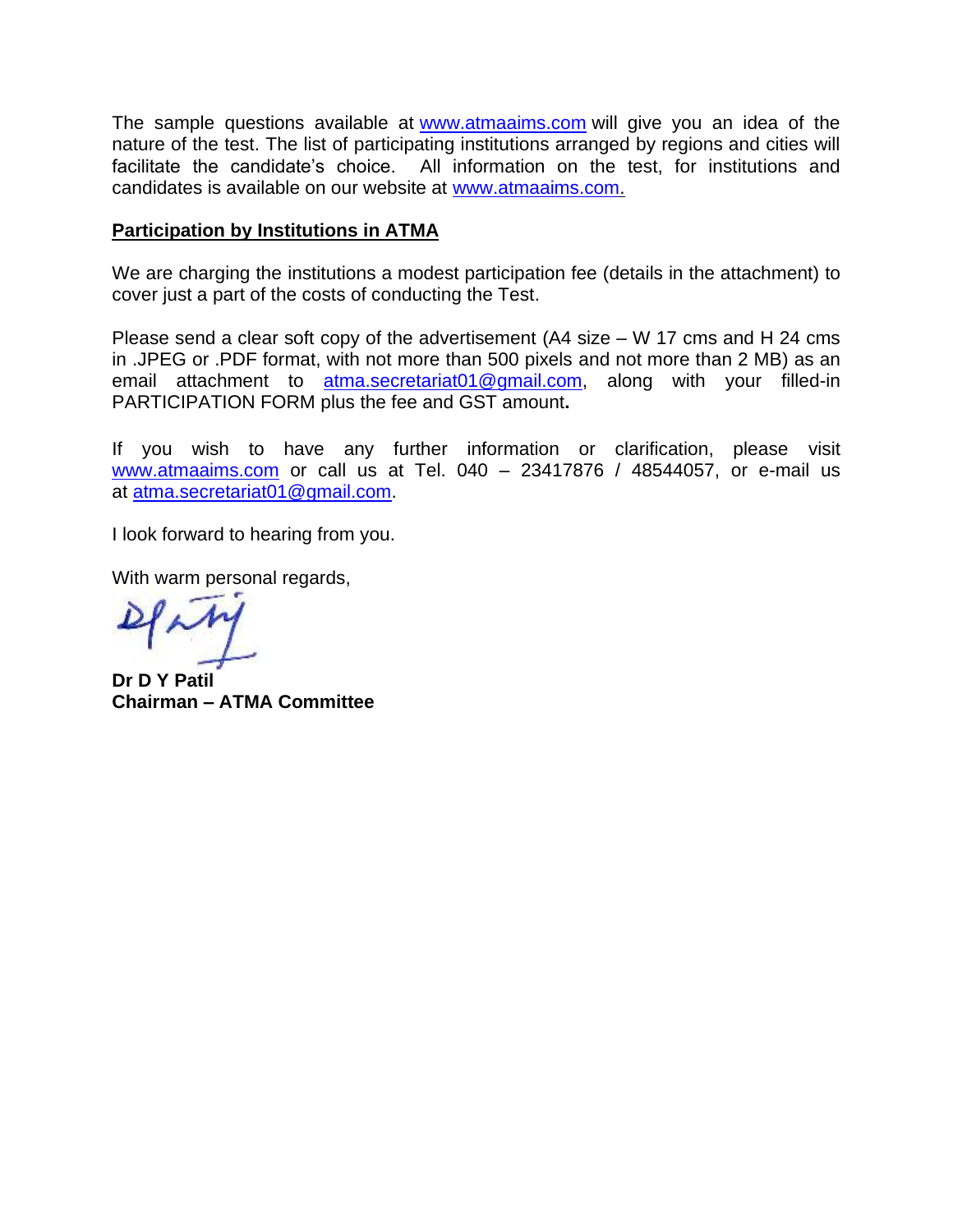The sample questions available at www.atmaaims.com will give you an idea of the nature of the test. The list of participating institutions arranged by regions and cities will facilitate the candidate's choice. All information on the test, for institutions and candidates is available on our website at www.atmaaims.com.

**Participation by Institutions in ATMA**

We are charging the institutions a modest participation fee (details in the attachment) to cover just a part of the costs of conducting the Test.

Please send a clear soft copy of the advertisement (A4 size – W 17 cms and H 24 cms in .JPEG or .PDF format, with not more than 500 pixels and not more than 2 MB) as an email attachment to atma.secretariat01@gmail.com, along with your filled-in PARTICIPATION FORM plus the fee and GST amount**.**

If you wish to have any further information or clarification, please visit www.atmaaims.com or call us at Tel. 040 – 23417876 / 48544057, or e-mail us at atma.secretariat01@gmail.com.

I look forward to hearing from you.

With warm personal regards,

**Dr D Y Patil**
**Chairman – ATMA Committee**